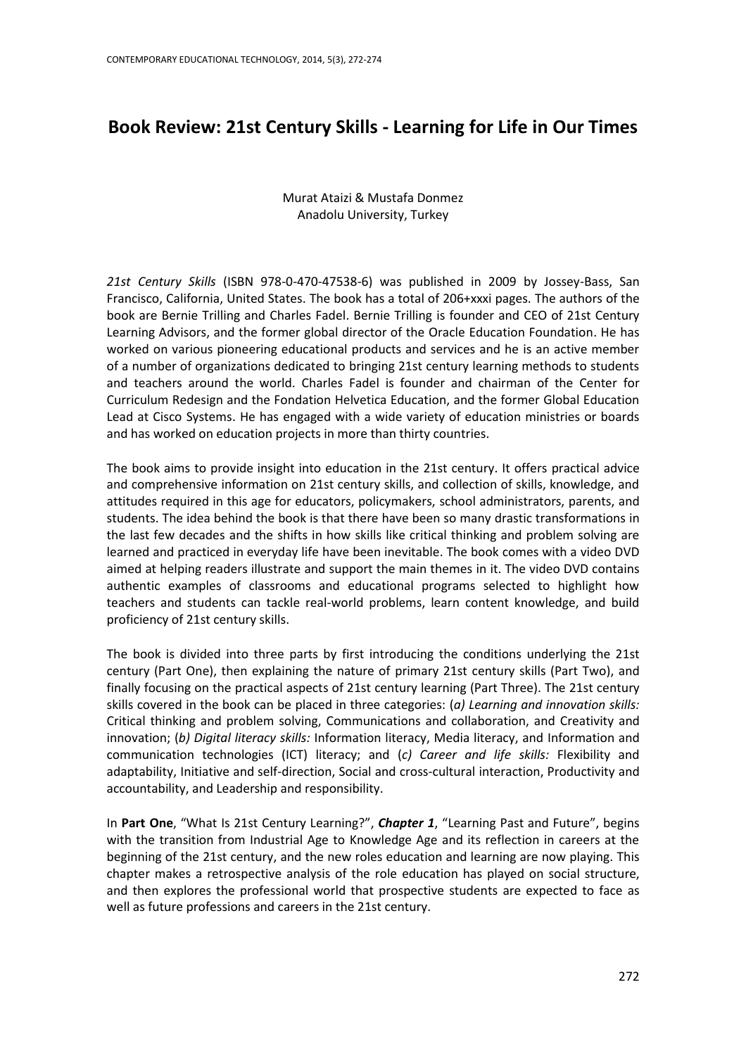# Book Review: 21st Century Skills - Learning for Life in Our Times

Murat Ataizi & Mustafa Donmez
Anadolu University, Turkey

*21st Century Skills* (ISBN 978-0-470-47538-6) was published in 2009 by Jossey-Bass, San Francisco, California, United States. The book has a total of 206+xxxi pages. The authors of the book are Bernie Trilling and Charles Fadel. Bernie Trilling is founder and CEO of 21st Century Learning Advisors, and the former global director of the Oracle Education Foundation. He has worked on various pioneering educational products and services and he is an active member of a number of organizations dedicated to bringing 21st century learning methods to students and teachers around the world. Charles Fadel is founder and chairman of the Center for Curriculum Redesign and the Fondation Helvetica Education, and the former Global Education Lead at Cisco Systems. He has engaged with a wide variety of education ministries or boards and has worked on education projects in more than thirty countries.

The book aims to provide insight into education in the 21st century. It offers practical advice and comprehensive information on 21st century skills, and collection of skills, knowledge, and attitudes required in this age for educators, policymakers, school administrators, parents, and students. The idea behind the book is that there have been so many drastic transformations in the last few decades and the shifts in how skills like critical thinking and problem solving are learned and practiced in everyday life have been inevitable. The book comes with a video DVD aimed at helping readers illustrate and support the main themes in it. The video DVD contains authentic examples of classrooms and educational programs selected to highlight how teachers and students can tackle real-world problems, learn content knowledge, and build proficiency of 21st century skills.

The book is divided into three parts by first introducing the conditions underlying the 21st century (Part One), then explaining the nature of primary 21st century skills (Part Two), and finally focusing on the practical aspects of 21st century learning (Part Three). The 21st century skills covered in the book can be placed in three categories: (*a) Learning and innovation skills:* Critical thinking and problem solving, Communications and collaboration, and Creativity and innovation; (*b) Digital literacy skills:* Information literacy, Media literacy, and Information and communication technologies (ICT) literacy; and (*c) Career and life skills:* Flexibility and adaptability, Initiative and self-direction, Social and cross-cultural interaction, Productivity and accountability, and Leadership and responsibility.

In **Part One**, "What Is 21st Century Learning?", ***Chapter 1***, "Learning Past and Future", begins with the transition from Industrial Age to Knowledge Age and its reflection in careers at the beginning of the 21st century, and the new roles education and learning are now playing. This chapter makes a retrospective analysis of the role education has played on social structure, and then explores the professional world that prospective students are expected to face as well as future professions and careers in the 21st century.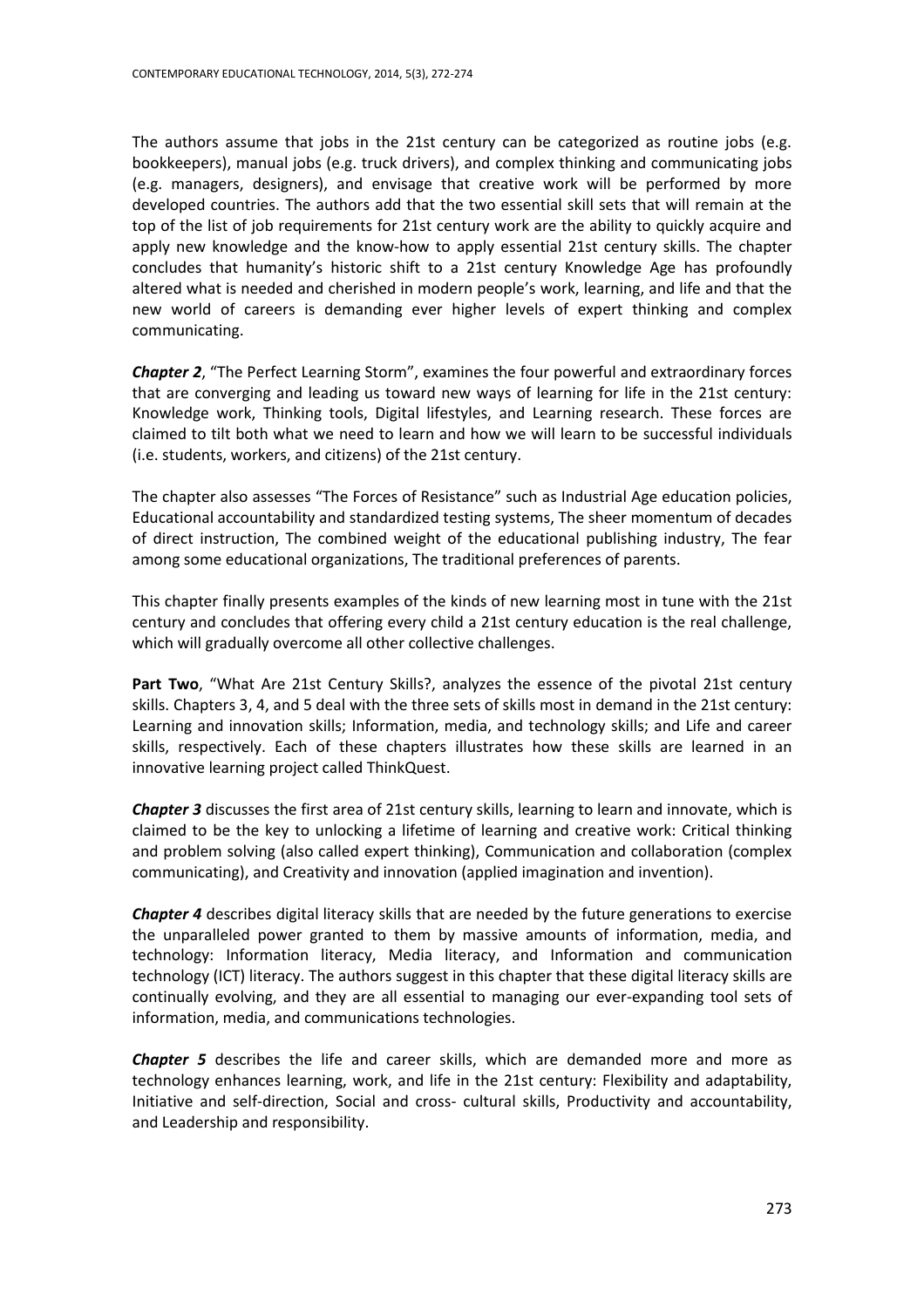The authors assume that jobs in the 21st century can be categorized as routine jobs (e.g. bookkeepers), manual jobs (e.g. truck drivers), and complex thinking and communicating jobs (e.g. managers, designers), and envisage that creative work will be performed by more developed countries. The authors add that the two essential skill sets that will remain at the top of the list of job requirements for 21st century work are the ability to quickly acquire and apply new knowledge and the know-how to apply essential 21st century skills. The chapter concludes that humanity's historic shift to a 21st century Knowledge Age has profoundly altered what is needed and cherished in modern people's work, learning, and life and that the new world of careers is demanding ever higher levels of expert thinking and complex communicating.

***Chapter 2***, "The Perfect Learning Storm", examines the four powerful and extraordinary forces that are converging and leading us toward new ways of learning for life in the 21st century: Knowledge work, Thinking tools, Digital lifestyles, and Learning research. These forces are claimed to tilt both what we need to learn and how we will learn to be successful individuals (i.e. students, workers, and citizens) of the 21st century.

The chapter also assesses "The Forces of Resistance" such as Industrial Age education policies, Educational accountability and standardized testing systems, The sheer momentum of decades of direct instruction, The combined weight of the educational publishing industry, The fear among some educational organizations, The traditional preferences of parents.

This chapter finally presents examples of the kinds of new learning most in tune with the 21st century and concludes that offering every child a 21st century education is the real challenge, which will gradually overcome all other collective challenges.

**Part Two**, "What Are 21st Century Skills?, analyzes the essence of the pivotal 21st century skills. Chapters 3, 4, and 5 deal with the three sets of skills most in demand in the 21st century: Learning and innovation skills; Information, media, and technology skills; and Life and career skills, respectively. Each of these chapters illustrates how these skills are learned in an innovative learning project called ThinkQuest.

***Chapter 3*** discusses the first area of 21st century skills, learning to learn and innovate, which is claimed to be the key to unlocking a lifetime of learning and creative work: Critical thinking and problem solving (also called expert thinking), Communication and collaboration (complex communicating), and Creativity and innovation (applied imagination and invention).

***Chapter 4*** describes digital literacy skills that are needed by the future generations to exercise the unparalleled power granted to them by massive amounts of information, media, and technology: Information literacy, Media literacy, and Information and communication technology (ICT) literacy. The authors suggest in this chapter that these digital literacy skills are continually evolving, and they are all essential to managing our ever-expanding tool sets of information, media, and communications technologies.

***Chapter 5*** describes the life and career skills, which are demanded more and more as technology enhances learning, work, and life in the 21st century: Flexibility and adaptability, Initiative and self-direction, Social and cross- cultural skills, Productivity and accountability, and Leadership and responsibility.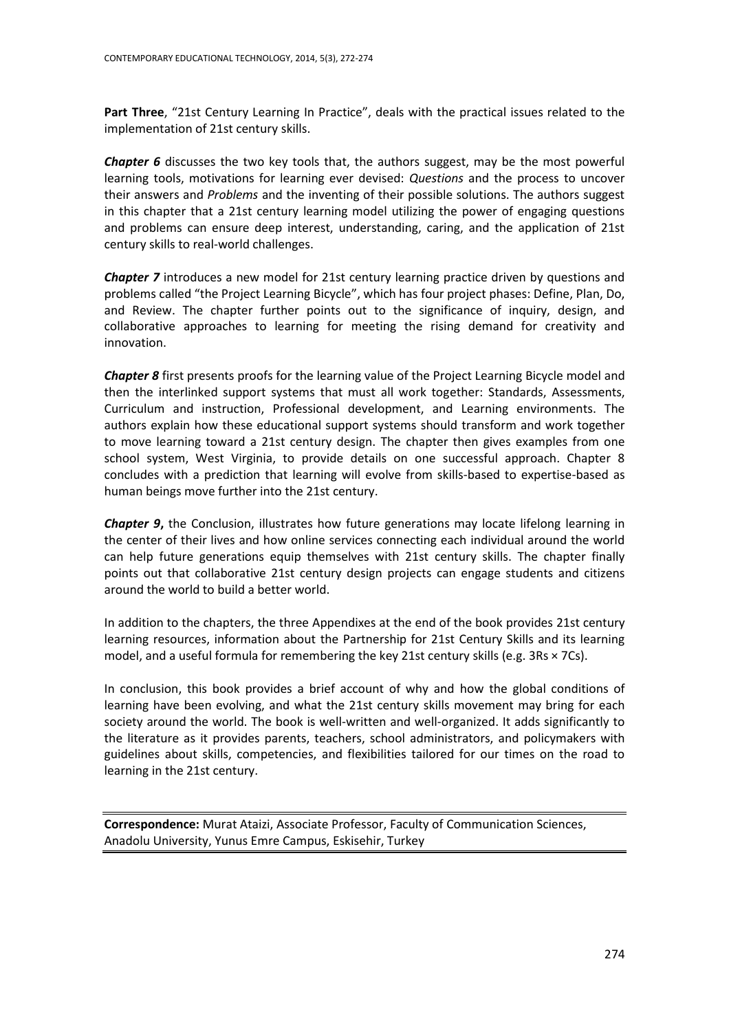**Part Three**, "21st Century Learning In Practice", deals with the practical issues related to the implementation of 21st century skills.

***Chapter 6*** discusses the two key tools that, the authors suggest, may be the most powerful learning tools, motivations for learning ever devised: *Questions* and the process to uncover their answers and *Problems* and the inventing of their possible solutions. The authors suggest in this chapter that a 21st century learning model utilizing the power of engaging questions and problems can ensure deep interest, understanding, caring, and the application of 21st century skills to real-world challenges.

***Chapter 7*** introduces a new model for 21st century learning practice driven by questions and problems called "the Project Learning Bicycle", which has four project phases: Define, Plan, Do, and Review. The chapter further points out to the significance of inquiry, design, and collaborative approaches to learning for meeting the rising demand for creativity and innovation.

***Chapter 8*** first presents proofs for the learning value of the Project Learning Bicycle model and then the interlinked support systems that must all work together: Standards, Assessments, Curriculum and instruction, Professional development, and Learning environments. The authors explain how these educational support systems should transform and work together to move learning toward a 21st century design. The chapter then gives examples from one school system, West Virginia, to provide details on one successful approach. Chapter 8 concludes with a prediction that learning will evolve from skills-based to expertise-based as human beings move further into the 21st century.

***Chapter 9*****,** the Conclusion, illustrates how future generations may locate lifelong learning in the center of their lives and how online services connecting each individual around the world can help future generations equip themselves with 21st century skills. The chapter finally points out that collaborative 21st century design projects can engage students and citizens around the world to build a better world.

In addition to the chapters, the three Appendixes at the end of the book provides 21st century learning resources, information about the Partnership for 21st Century Skills and its learning model, and a useful formula for remembering the key 21st century skills (e.g. 3Rs × 7Cs).

In conclusion, this book provides a brief account of why and how the global conditions of learning have been evolving, and what the 21st century skills movement may bring for each society around the world. The book is well-written and well-organized. It adds significantly to the literature as it provides parents, teachers, school administrators, and policymakers with guidelines about skills, competencies, and flexibilities tailored for our times on the road to learning in the 21st century.

---

**Correspondence:** Murat Ataizi, Associate Professor, Faculty of Communication Sciences, Anadolu University, Yunus Emre Campus, Eskisehir, Turkey